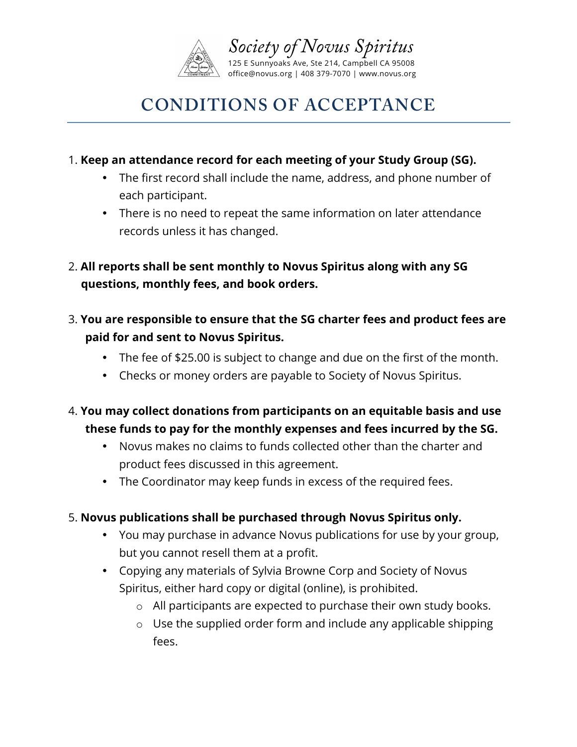*Society of Novus Spiritus*
125 E Sunnyoaks Ave, Ste 214, Campbell CA 95008
office@novus.org | 408 379-7070 | www.novus.org

# CONDITIONS OF ACCEPTANCE

1. **Keep an attendance record for each meeting of your Study Group (SG).**
    - The first record shall include the name, address, and phone number of each participant.
    - There is no need to repeat the same information on later attendance records unless it has changed.

2. **All reports shall be sent monthly to Novus Spiritus along with any SG questions, monthly fees, and book orders.**

3. **You are responsible to ensure that the SG charter fees and product fees are paid for and sent to Novus Spiritus.**
    - The fee of $25.00 is subject to change and due on the first of the month.
    - Checks or money orders are payable to Society of Novus Spiritus.

4. **You may collect donations from participants on an equitable basis and use these funds to pay for the monthly expenses and fees incurred by the SG.**
    - Novus makes no claims to funds collected other than the charter and product fees discussed in this agreement.
    - The Coordinator may keep funds in excess of the required fees.

5. **Novus publications shall be purchased through Novus Spiritus only.**
    - You may purchase in advance Novus publications for use by your group, but you cannot resell them at a profit.
    - Copying any materials of Sylvia Browne Corp and Society of Novus Spiritus, either hard copy or digital (online), is prohibited.
        - All participants are expected to purchase their own study books.
        - Use the supplied order form and include any applicable shipping fees.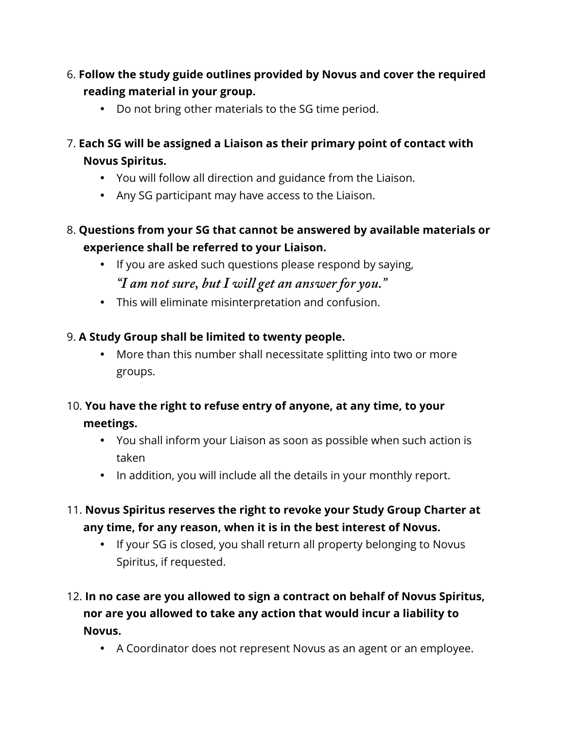6. **Follow the study guide outlines provided by Novus and cover the required reading material in your group.**
    - Do not bring other materials to the SG time period.

7. **Each SG will be assigned a Liaison as their primary point of contact with Novus Spiritus.**
    - You will follow all direction and guidance from the Liaison.
    - Any SG participant may have access to the Liaison.

8. **Questions from your SG that cannot be answered by available materials or experience shall be referred to your Liaison.**
    - If you are asked such questions please respond by saying, *"I am not sure, but I will get an answer for you."*
    - This will eliminate misinterpretation and confusion.

9. **A Study Group shall be limited to twenty people.**
    - More than this number shall necessitate splitting into two or more groups.

10. **You have the right to refuse entry of anyone, at any time, to your meetings.**
    - You shall inform your Liaison as soon as possible when such action is taken
    - In addition, you will include all the details in your monthly report.

11. **Novus Spiritus reserves the right to revoke your Study Group Charter at any time, for any reason, when it is in the best interest of Novus.**
    - If your SG is closed, you shall return all property belonging to Novus Spiritus, if requested.

12. **In no case are you allowed to sign a contract on behalf of Novus Spiritus, nor are you allowed to take any action that would incur a liability to Novus.**
    - A Coordinator does not represent Novus as an agent or an employee.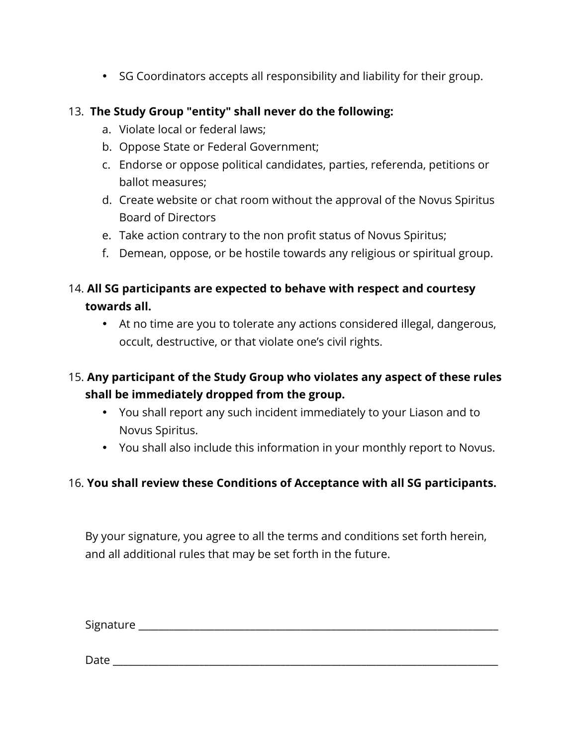- SG Coordinators accepts all responsibility and liability for their group.

13. **The Study Group "entity" shall never do the following:**
    a. Violate local or federal laws;
    b. Oppose State or Federal Government;
    c. Endorse or oppose political candidates, parties, referenda, petitions or ballot measures;
    d. Create website or chat room without the approval of the Novus Spiritus Board of Directors
    e. Take action contrary to the non profit status of Novus Spiritus;
    f. Demean, oppose, or be hostile towards any religious or spiritual group.

14. **All SG participants are expected to behave with respect and courtesy towards all.**
    - At no time are you to tolerate any actions considered illegal, dangerous, occult, destructive, or that violate one's civil rights.

15. **Any participant of the Study Group who violates any aspect of these rules shall be immediately dropped from the group.**
    - You shall report any such incident immediately to your Liason and to Novus Spiritus.
    - You shall also include this information in your monthly report to Novus.

16. **You shall review these Conditions of Acceptance with all SG participants.**

By your signature, you agree to all the terms and conditions set forth herein, and all additional rules that may be set forth in the future.

Signature ___________________________________________

Date ___________________________________________